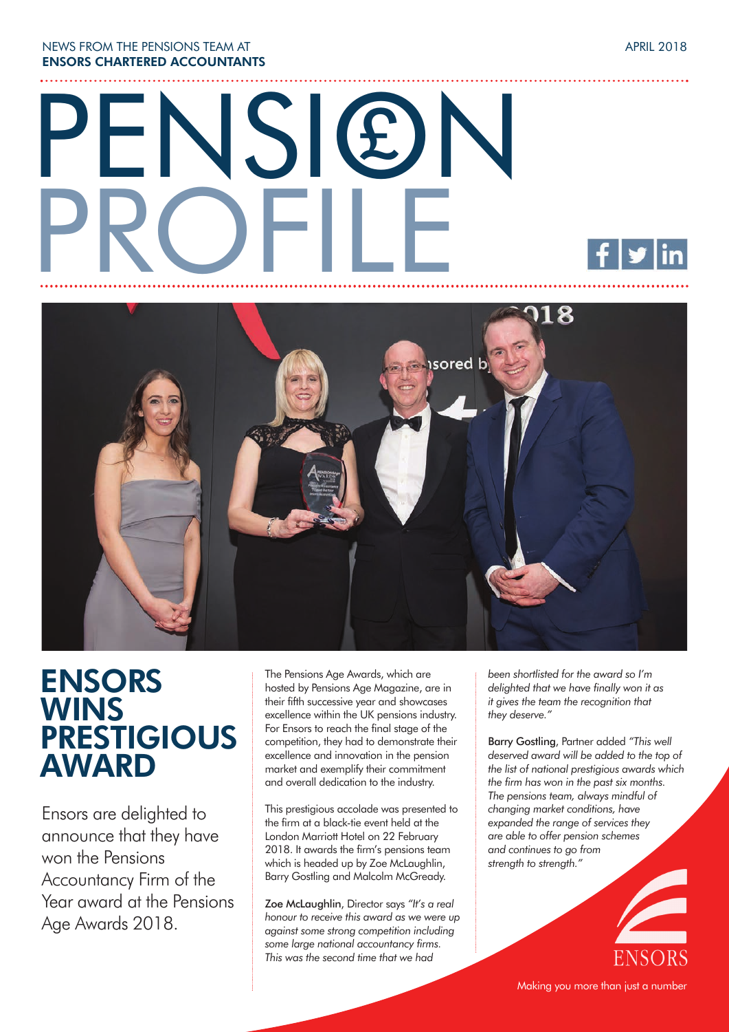NEWS FROM THE PENSIONS TEAM AT
**ENSORS CHARTERED ACCOUNTANTS**

APRIL 2018

# PENSION PROFILE

## ENSORS WINS PRESTIGIOUS AWARD

Ensors are delighted to announce that they have won the Pensions Accountancy Firm of the Year award at the Pensions Age Awards 2018.

The Pensions Age Awards, which are hosted by Pensions Age Magazine, are in their fifth successive year and showcases excellence within the UK pensions industry. For Ensors to reach the final stage of the competition, they had to demonstrate their excellence and innovation in the pension market and exemplify their commitment and overall dedication to the industry.

This prestigious accolade was presented to the firm at a black-tie event held at the London Marriott Hotel on 22 February 2018. It awards the firm's pensions team which is headed up by Zoe McLaughlin, Barry Gostling and Malcolm McGready.

**Zoe McLaughlin**, Director says *"It's a real honour to receive this award as we were up against some strong competition including some large national accountancy firms. This was the second time that we had been shortlisted for the award so I'm delighted that we have finally won it as it gives the team the recognition that they deserve."*

**Barry Gostling**, Partner added *"This well deserved award will be added to the top of the list of national prestigious awards which the firm has won in the past six months. The pensions team, always mindful of changing market conditions, have expanded the range of services they are able to offer pension schemes and continues to go from strength to strength."*

ENSORS

Making you more than just a number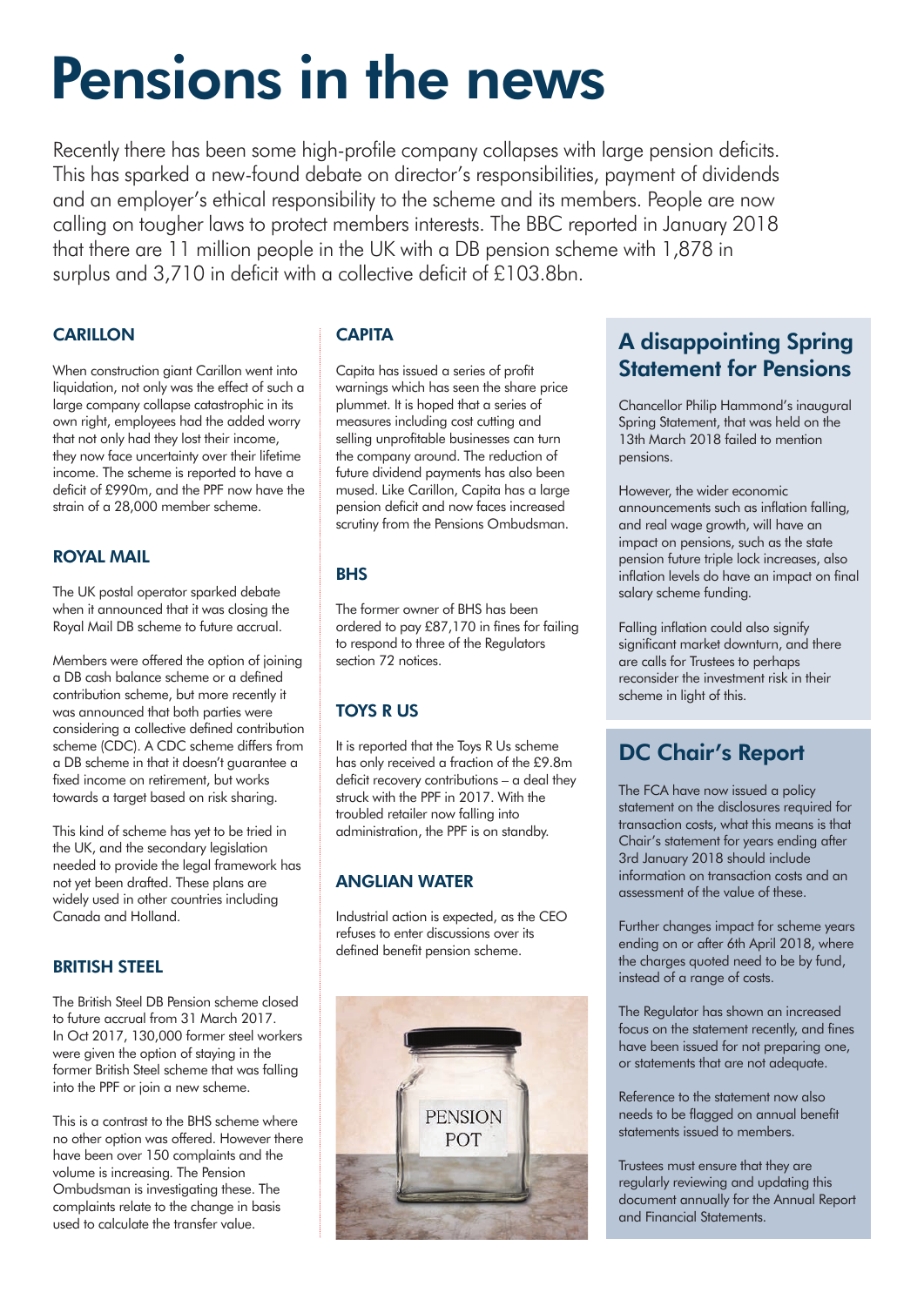# Pensions in the news

Recently there has been some high-profile company collapses with large pension deficits. This has sparked a new-found debate on director's responsibilities, payment of dividends and an employer's ethical responsibility to the scheme and its members. People are now calling on tougher laws to protect members interests. The BBC reported in January 2018 that there are 11 million people in the UK with a DB pension scheme with 1,878 in surplus and 3,710 in deficit with a collective deficit of £103.8bn.

### CARILLON

When construction giant Carillon went into liquidation, not only was the effect of such a large company collapse catastrophic in its own right, employees had the added worry that not only had they lost their income, they now face uncertainty over their lifetime income. The scheme is reported to have a deficit of £990m, and the PPF now have the strain of a 28,000 member scheme.

### ROYAL MAIL

The UK postal operator sparked debate when it announced that it was closing the Royal Mail DB scheme to future accrual.

Members were offered the option of joining a DB cash balance scheme or a defined contribution scheme, but more recently it was announced that both parties were considering a collective defined contribution scheme (CDC). A CDC scheme differs from a DB scheme in that it doesn't guarantee a fixed income on retirement, but works towards a target based on risk sharing.

This kind of scheme has yet to be tried in the UK, and the secondary legislation needed to provide the legal framework has not yet been drafted. These plans are widely used in other countries including Canada and Holland.

### BRITISH STEEL

The British Steel DB Pension scheme closed to future accrual from 31 March 2017. In Oct 2017, 130,000 former steel workers were given the option of staying in the former British Steel scheme that was falling into the PPF or join a new scheme.

This is a contrast to the BHS scheme where no other option was offered. However there have been over 150 complaints and the volume is increasing. The Pension Ombudsman is investigating these. The complaints relate to the change in basis used to calculate the transfer value.

### CAPITA

Capita has issued a series of profit warnings which has seen the share price plummet. It is hoped that a series of measures including cost cutting and selling unprofitable businesses can turn the company around. The reduction of future dividend payments has also been mused. Like Carillon, Capita has a large pension deficit and now faces increased scrutiny from the Pensions Ombudsman.

### BHS

The former owner of BHS has been ordered to pay £87,170 in fines for failing to respond to three of the Regulators section 72 notices.

### TOYS R US

It is reported that the Toys R Us scheme has only received a fraction of the £9.8m deficit recovery contributions – a deal they struck with the PPF in 2017. With the troubled retailer now falling into administration, the PPF is on standby.

### ANGLIAN WATER

Industrial action is expected, as the CEO refuses to enter discussions over its defined benefit pension scheme.

## A disappointing Spring Statement for Pensions

Chancellor Philip Hammond's inaugural Spring Statement, that was held on the 13th March 2018 failed to mention pensions.

However, the wider economic announcements such as inflation falling, and real wage growth, will have an impact on pensions, such as the state pension future triple lock increases, also inflation levels do have an impact on final salary scheme funding.

Falling inflation could also signify significant market downturn, and there are calls for Trustees to perhaps reconsider the investment risk in their scheme in light of this.

## DC Chair's Report

The FCA have now issued a policy statement on the disclosures required for transaction costs, what this means is that Chair's statement for years ending after 3rd January 2018 should include information on transaction costs and an assessment of the value of these.

Further changes impact for scheme years ending on or after 6th April 2018, where the charges quoted need to be by fund, instead of a range of costs.

The Regulator has shown an increased focus on the statement recently, and fines have been issued for not preparing one, or statements that are not adequate.

Reference to the statement now also needs to be flagged on annual benefit statements issued to members.

Trustees must ensure that they are regularly reviewing and updating this document annually for the Annual Report and Financial Statements.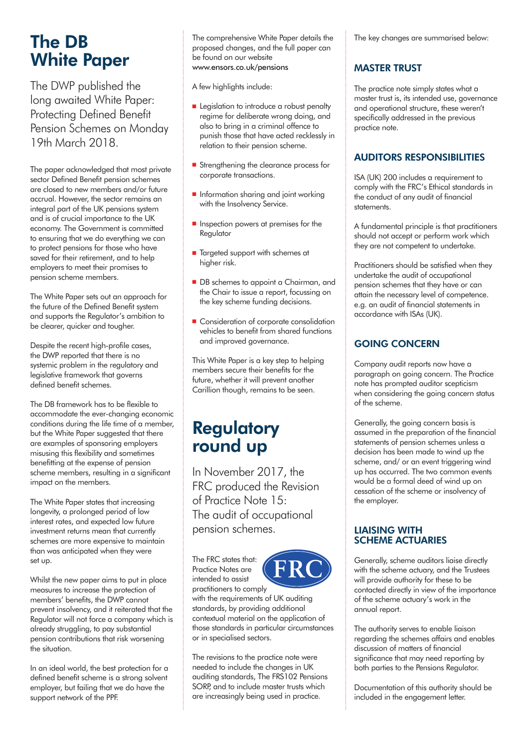# The DB White Paper

The DWP published the long awaited White Paper: Protecting Defined Benefit Pension Schemes on Monday 19th March 2018.

The paper acknowledged that most private sector Defined Benefit pension schemes are closed to new members and/or future accrual. However, the sector remains an integral part of the UK pensions system and is of crucial importance to the UK economy. The Government is committed to ensuring that we do everything we can to protect pensions for those who have saved for their retirement, and to help employers to meet their promises to pension scheme members.

The White Paper sets out an approach for the future of the Defined Benefit system and supports the Regulator's ambition to be clearer, quicker and tougher.

Despite the recent high-profile cases, the DWP reported that there is no systemic problem in the regulatory and legislative framework that governs defined benefit schemes.

The DB framework has to be flexible to accommodate the ever-changing economic conditions during the life time of a member, but the White Paper suggested that there are examples of sponsoring employers misusing this flexibility and sometimes benefitting at the expense of pension scheme members, resulting in a significant impact on the members.

The White Paper states that increasing longevity, a prolonged period of low interest rates, and expected low future investment returns mean that currently schemes are more expensive to maintain than was anticipated when they were set up.

Whilst the new paper aims to put in place measures to increase the protection of members' benefits, the DWP cannot prevent insolvency, and it reiterated that the Regulator will not force a company which is already struggling, to pay substantial pension contributions that risk worsening the situation.

In an ideal world, the best protection for a defined benefit scheme is a strong solvent employer, but failing that we do have the support network of the PPF.

The comprehensive White Paper details the proposed changes, and the full paper can be found on our website www.ensors.co.uk/pensions

A few highlights include:

- Legislation to introduce a robust penalty regime for deliberate wrong doing, and also to bring in a criminal offence to punish those that have acted recklessly in relation to their pension scheme.
- Strengthening the clearance process for corporate transactions.
- Information sharing and joint working with the Insolvency Service.
- Inspection powers at premises for the Regulator
- Targeted support with schemes at higher risk.
- DB schemes to appoint a Chairman, and the Chair to issue a report, focussing on the key scheme funding decisions.
- Consideration of corporate consolidation vehicles to benefit from shared functions and improved governance.

This White Paper is a key step to helping members secure their benefits for the future, whether it will prevent another Carillion though, remains to be seen.

# Regulatory round up

In November 2017, the FRC produced the Revision of Practice Note 15: The audit of occupational pension schemes.

The FRC states that: Practice Notes are intended to assist practitioners to comply with the requirements of UK auditing standards, by providing additional contextual material on the application of those standards in particular circumstances or in specialised sectors.

The revisions to the practice note were needed to include the changes in UK auditing standards, The FRS102 Pensions SORP, and to include master trusts which are increasingly being used in practice.

The key changes are summarised below:

## MASTER TRUST

The practice note simply states what a master trust is, its intended use, governance and operational structure, these weren't specifically addressed in the previous practice note.

## AUDITORS RESPONSIBILITIES

ISA (UK) 200 includes a requirement to comply with the FRC's Ethical standards in the conduct of any audit of financial statements.

A fundamental principle is that practitioners should not accept or perform work which they are not competent to undertake.

Practitioners should be satisfied when they undertake the audit of occupational pension schemes that they have or can attain the necessary level of competence. e.g. an audit of financial statements in accordance with ISAs (UK).

## GOING CONCERN

Company audit reports now have a paragraph on going concern. The Practice note has prompted auditor scepticism when considering the going concern status of the scheme.

Generally, the going concern basis is assumed in the preparation of the financial statements of pension schemes unless a decision has been made to wind up the scheme, and/ or an event triggering wind up has occurred. The two common events would be a formal deed of wind up on cessation of the scheme or insolvency of the employer.

## LIAISING WITH SCHEME ACTUARIES

Generally, scheme auditors liaise directly with the scheme actuary, and the Trustees will provide authority for these to be contacted directly in view of the importance of the scheme actuary's work in the annual report.

The authority serves to enable liaison regarding the schemes affairs and enables discussion of matters of financial significance that may need reporting by both parties to the Pensions Regulator.

Documentation of this authority should be included in the engagement letter.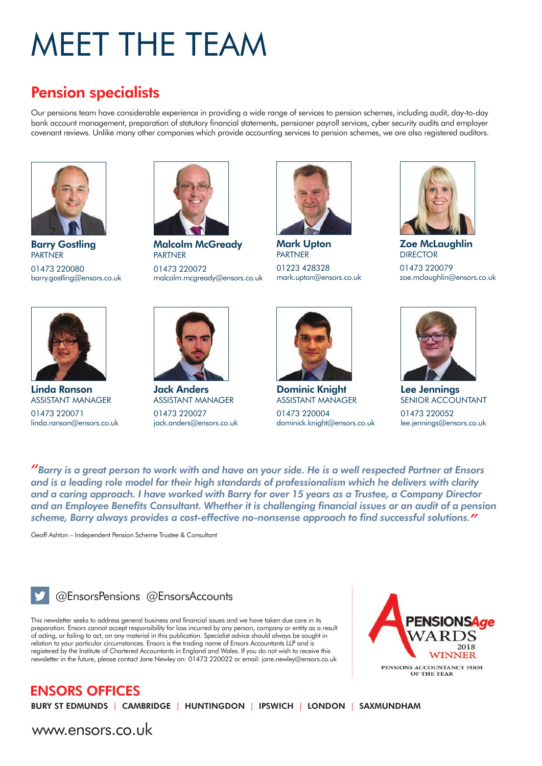# MEET THE TEAM

## Pension specialists

Our pensions team have considerable experience in providing a wide range of services to pension schemes, including audit, day-to-day bank account management, preparation of statutory financial statements, pensioner payroll services, cyber security audits and employer covenant reviews. Unlike many other companies which provide accounting services to pension schemes, we are also registered auditors.

**Barry Gostling**
PARTNER
01473 220080
barry.gostling@ensors.co.uk

**Malcolm McGready**
PARTNER
01473 220072
malcolm.mcgready@ensors.co.uk

**Mark Upton**
PARTNER
01223 428328
mark.upton@ensors.co.uk

**Zoe McLaughlin**
DIRECTOR
01473 220079
zoe.mclaughlin@ensors.co.uk

**Linda Ranson**
ASSISTANT MANAGER
01473 220071
linda.ranson@ensors.co.uk

**Jack Anders**
ASSISTANT MANAGER
01473 220027
jack.anders@ensors.co.uk

**Dominic Knight**
ASSISTANT MANAGER
01473 220004
dominick.knight@ensors.co.uk

**Lee Jennings**
SENIOR ACCOUNTANT
01473 220052
lee.jennings@ensors.co.uk

*"Barry is a great person to work with and have on your side. He is a well respected Partner at Ensors and is a leading role model for their high standards of professionalism which he delivers with clarity and a caring approach. I have worked with Barry for over 15 years as a Trustee, a Company Director and an Employee Benefits Consultant. Whether it is challenging financial issues or an audit of a pension scheme, Barry always provides a cost-effective no-nonsense approach to find successful solutions."*

Geoff Ashton – Independent Pension Scheme Trustee & Consultant

@EnsorsPensions @EnsorsAccounts

This newsletter seeks to address general business and financial issues and we have taken due care in its preparation. Ensors cannot accept responsibility for loss incurred by any person, company or entity as a result of acting, or failing to act, on any material in this publication. Specialist advice should always be sought in relation to your particular circumstances. Ensors is the trading name of Ensors Accountants LLP and is registered by the Institute of Chartered Accountants in England and Wales. If you do not wish to receive this newsletter in the future, please contact Jane Newley on: 01473 220022 or email: jane.newley@ensors.co.uk

PENSIONSAge AWARDS 2018 WINNER
PENSIONS ACCOUNTANCY FIRM OF THE YEAR

## ENSORS OFFICES

**BURY ST EDMUNDS | CAMBRIDGE | HUNTINGDON | IPSWICH | LONDON | SAXMUNDHAM**

www.ensors.co.uk